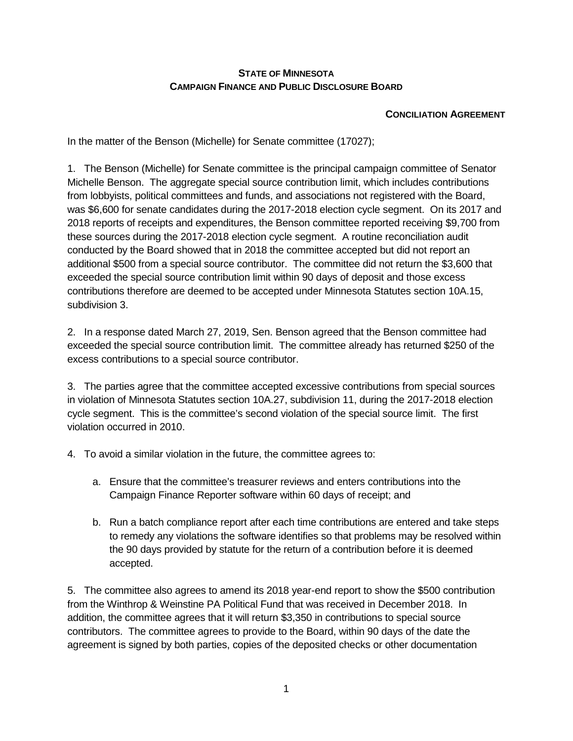**STATE OF MINNESOTA**
**CAMPAIGN FINANCE AND PUBLIC DISCLOSURE BOARD**

**CONCILIATION AGREEMENT**

In the matter of the Benson (Michelle) for Senate committee (17027);

1. The Benson (Michelle) for Senate committee is the principal campaign committee of Senator Michelle Benson. The aggregate special source contribution limit, which includes contributions from lobbyists, political committees and funds, and associations not registered with the Board, was $6,600 for senate candidates during the 2017-2018 election cycle segment. On its 2017 and 2018 reports of receipts and expenditures, the Benson committee reported receiving $9,700 from these sources during the 2017-2018 election cycle segment. A routine reconciliation audit conducted by the Board showed that in 2018 the committee accepted but did not report an additional $500 from a special source contributor. The committee did not return the $3,600 that exceeded the special source contribution limit within 90 days of deposit and those excess contributions therefore are deemed to be accepted under Minnesota Statutes section 10A.15, subdivision 3.

2. In a response dated March 27, 2019, Sen. Benson agreed that the Benson committee had exceeded the special source contribution limit. The committee already has returned $250 of the excess contributions to a special source contributor.

3. The parties agree that the committee accepted excessive contributions from special sources in violation of Minnesota Statutes section 10A.27, subdivision 11, during the 2017-2018 election cycle segment. This is the committee's second violation of the special source limit. The first violation occurred in 2010.

4. To avoid a similar violation in the future, the committee agrees to:

   a. Ensure that the committee's treasurer reviews and enters contributions into the Campaign Finance Reporter software within 60 days of receipt; and

   b. Run a batch compliance report after each time contributions are entered and take steps to remedy any violations the software identifies so that problems may be resolved within the 90 days provided by statute for the return of a contribution before it is deemed accepted.

5. The committee also agrees to amend its 2018 year-end report to show the $500 contribution from the Winthrop & Weinstine PA Political Fund that was received in December 2018. In addition, the committee agrees that it will return $3,350 in contributions to special source contributors. The committee agrees to provide to the Board, within 90 days of the date the agreement is signed by both parties, copies of the deposited checks or other documentation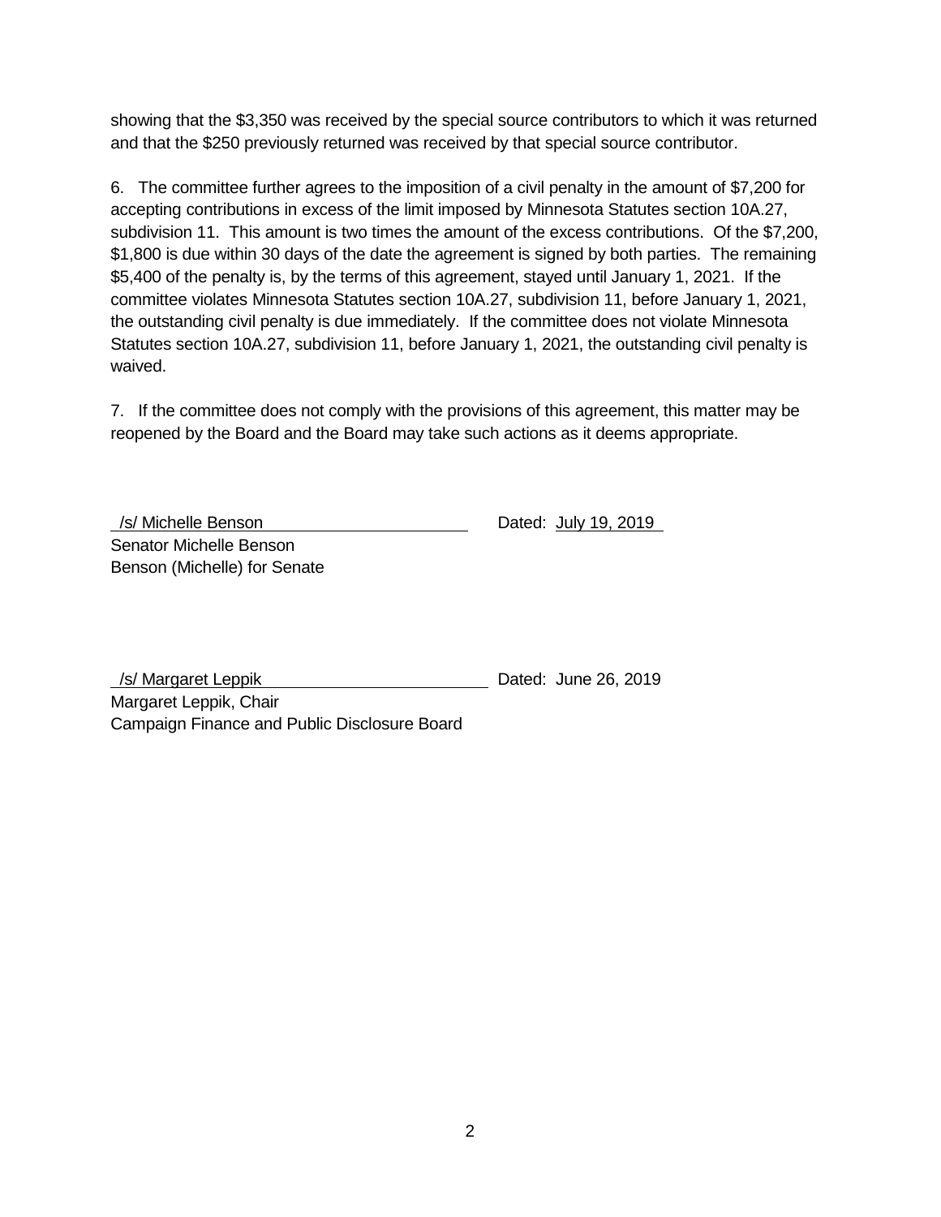showing that the $3,350 was received by the special source contributors to which it was returned and that the $250 previously returned was received by that special source contributor.

6. The committee further agrees to the imposition of a civil penalty in the amount of $7,200 for accepting contributions in excess of the limit imposed by Minnesota Statutes section 10A.27, subdivision 11. This amount is two times the amount of the excess contributions. Of the $7,200, $1,800 is due within 30 days of the date the agreement is signed by both parties. The remaining $5,400 of the penalty is, by the terms of this agreement, stayed until January 1, 2021. If the committee violates Minnesota Statutes section 10A.27, subdivision 11, before January 1, 2021, the outstanding civil penalty is due immediately. If the committee does not violate Minnesota Statutes section 10A.27, subdivision 11, before January 1, 2021, the outstanding civil penalty is waived.

7. If the committee does not comply with the provisions of this agreement, this matter may be reopened by the Board and the Board may take such actions as it deems appropriate.

/s/ Michelle Benson Dated: July 19, 2019

Senator Michelle Benson
Benson (Michelle) for Senate

/s/ Margaret Leppik Dated: June 26, 2019

Margaret Leppik, Chair
Campaign Finance and Public Disclosure Board